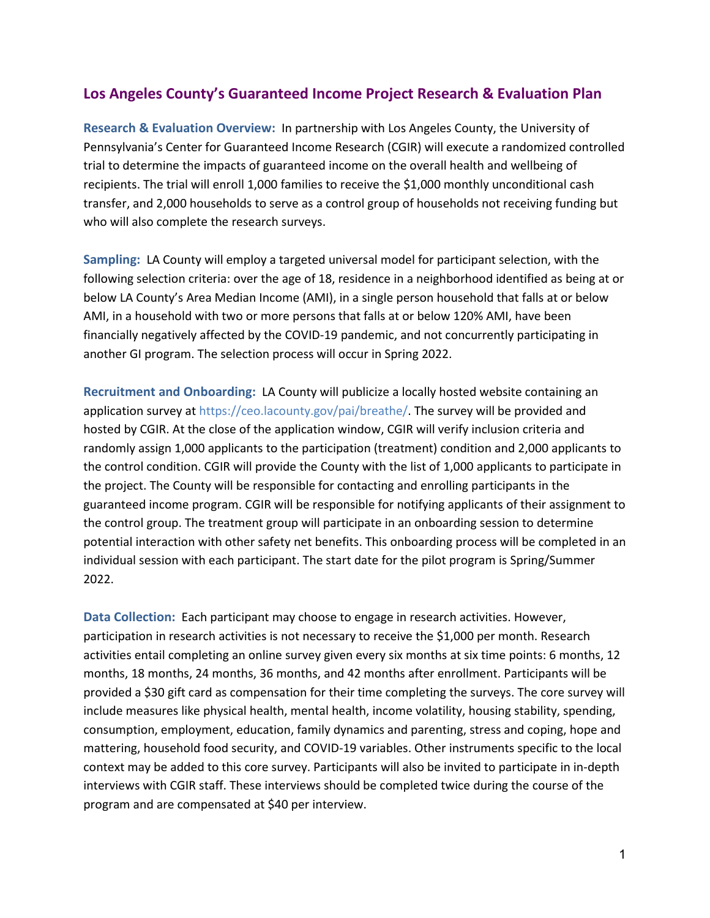# Los Angeles County's Guaranteed Income Project Research & Evaluation Plan

**Research & Evaluation Overview:** In partnership with Los Angeles County, the University of Pennsylvania's Center for Guaranteed Income Research (CGIR) will execute a randomized controlled trial to determine the impacts of guaranteed income on the overall health and wellbeing of recipients. The trial will enroll 1,000 families to receive the $1,000 monthly unconditional cash transfer, and 2,000 households to serve as a control group of households not receiving funding but who will also complete the research surveys.

**Sampling:** LA County will employ a targeted universal model for participant selection, with the following selection criteria: over the age of 18, residence in a neighborhood identified as being at or below LA County's Area Median Income (AMI), in a single person household that falls at or below AMI, in a household with two or more persons that falls at or below 120% AMI, have been financially negatively affected by the COVID-19 pandemic, and not concurrently participating in another GI program. The selection process will occur in Spring 2022.

**Recruitment and Onboarding:** LA County will publicize a locally hosted website containing an application survey at https://ceo.lacounty.gov/pai/breathe/. The survey will be provided and hosted by CGIR. At the close of the application window, CGIR will verify inclusion criteria and randomly assign 1,000 applicants to the participation (treatment) condition and 2,000 applicants to the control condition. CGIR will provide the County with the list of 1,000 applicants to participate in the project. The County will be responsible for contacting and enrolling participants in the guaranteed income program. CGIR will be responsible for notifying applicants of their assignment to the control group. The treatment group will participate in an onboarding session to determine potential interaction with other safety net benefits. This onboarding process will be completed in an individual session with each participant. The start date for the pilot program is Spring/Summer 2022.

**Data Collection:** Each participant may choose to engage in research activities. However, participation in research activities is not necessary to receive the $1,000 per month. Research activities entail completing an online survey given every six months at six time points: 6 months, 12 months, 18 months, 24 months, 36 months, and 42 months after enrollment. Participants will be provided a $30 gift card as compensation for their time completing the surveys. The core survey will include measures like physical health, mental health, income volatility, housing stability, spending, consumption, employment, education, family dynamics and parenting, stress and coping, hope and mattering, household food security, and COVID-19 variables. Other instruments specific to the local context may be added to this core survey. Participants will also be invited to participate in in-depth interviews with CGIR staff. These interviews should be completed twice during the course of the program and are compensated at $40 per interview.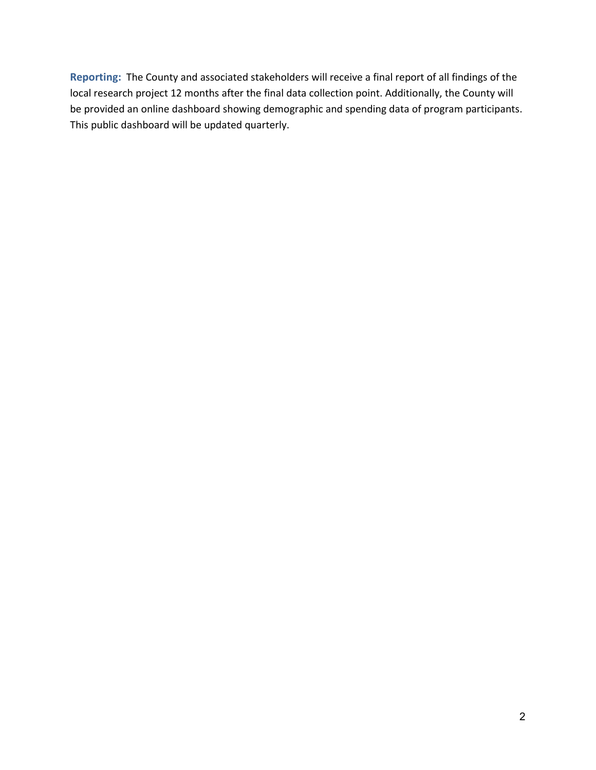**Reporting:** The County and associated stakeholders will receive a final report of all findings of the local research project 12 months after the final data collection point. Additionally, the County will be provided an online dashboard showing demographic and spending data of program participants. This public dashboard will be updated quarterly.